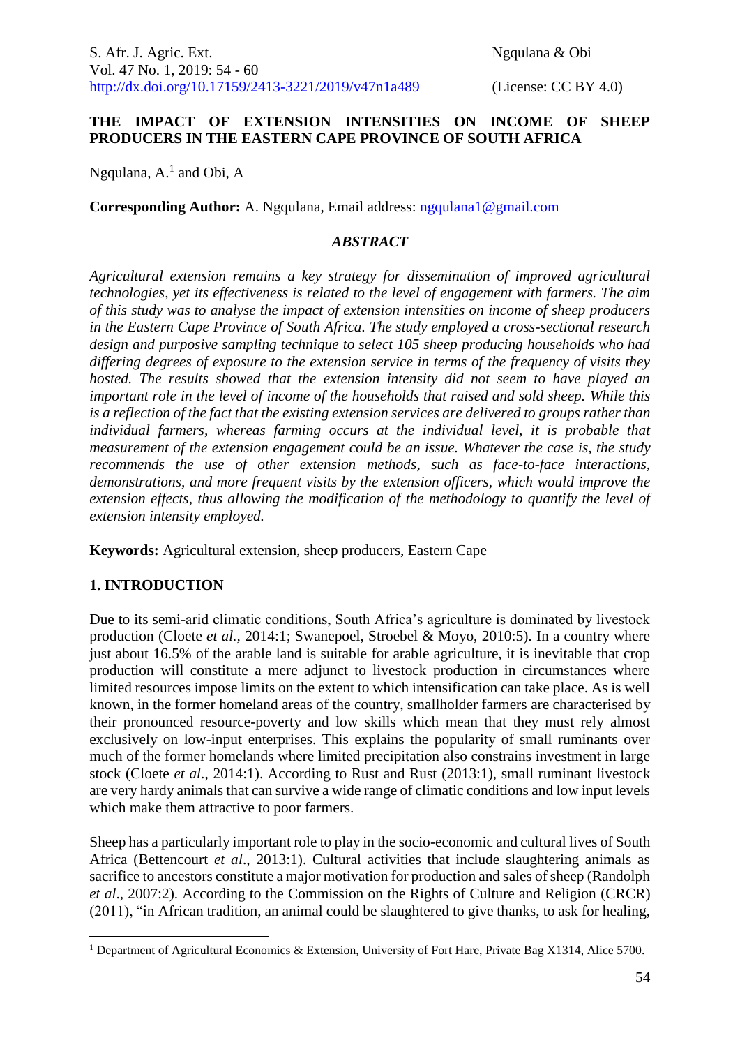# THE IMPACT OF EXTENSION INTENSITIES ON INCOME OF SHEEP PRODUCERS IN THE EASTERN CAPE PROVINCE OF SOUTH AFRICA

Ngqulana, A.[1] and Obi, A

**Corresponding Author:** A. Ngqulana, Email address: ngqulana1@gmail.com

## *ABSTRACT*

*Agricultural extension remains a key strategy for dissemination of improved agricultural technologies, yet its effectiveness is related to the level of engagement with farmers. The aim of this study was to analyse the impact of extension intensities on income of sheep producers in the Eastern Cape Province of South Africa. The study employed a cross-sectional research design and purposive sampling technique to select 105 sheep producing households who had differing degrees of exposure to the extension service in terms of the frequency of visits they hosted. The results showed that the extension intensity did not seem to have played an important role in the level of income of the households that raised and sold sheep. While this is a reflection of the fact that the existing extension services are delivered to groups rather than individual farmers, whereas farming occurs at the individual level, it is probable that measurement of the extension engagement could be an issue. Whatever the case is, the study recommends the use of other extension methods, such as face-to-face interactions, demonstrations, and more frequent visits by the extension officers, which would improve the extension effects, thus allowing the modification of the methodology to quantify the level of extension intensity employed.*

**Keywords:** Agricultural extension, sheep producers, Eastern Cape

## 1. INTRODUCTION

Due to its semi-arid climatic conditions, South Africa's agriculture is dominated by livestock production (Cloete *et al.,* 2014:1; Swanepoel, Stroebel & Moyo, 2010:5). In a country where just about 16.5% of the arable land is suitable for arable agriculture, it is inevitable that crop production will constitute a mere adjunct to livestock production in circumstances where limited resources impose limits on the extent to which intensification can take place. As is well known, in the former homeland areas of the country, smallholder farmers are characterised by their pronounced resource-poverty and low skills which mean that they must rely almost exclusively on low-input enterprises. This explains the popularity of small ruminants over much of the former homelands where limited precipitation also constrains investment in large stock (Cloete *et al*., 2014:1). According to Rust and Rust (2013:1), small ruminant livestock are very hardy animals that can survive a wide range of climatic conditions and low input levels which make them attractive to poor farmers.

Sheep has a particularly important role to play in the socio-economic and cultural lives of South Africa (Bettencourt *et al*., 2013:1). Cultural activities that include slaughtering animals as sacrifice to ancestors constitute a major motivation for production and sales of sheep (Randolph *et al*., 2007:2). According to the Commission on the Rights of Culture and Religion (CRCR) (2011), "in African tradition, an animal could be slaughtered to give thanks, to ask for healing,

[1] Department of Agricultural Economics & Extension, University of Fort Hare, Private Bag X1314, Alice 5700.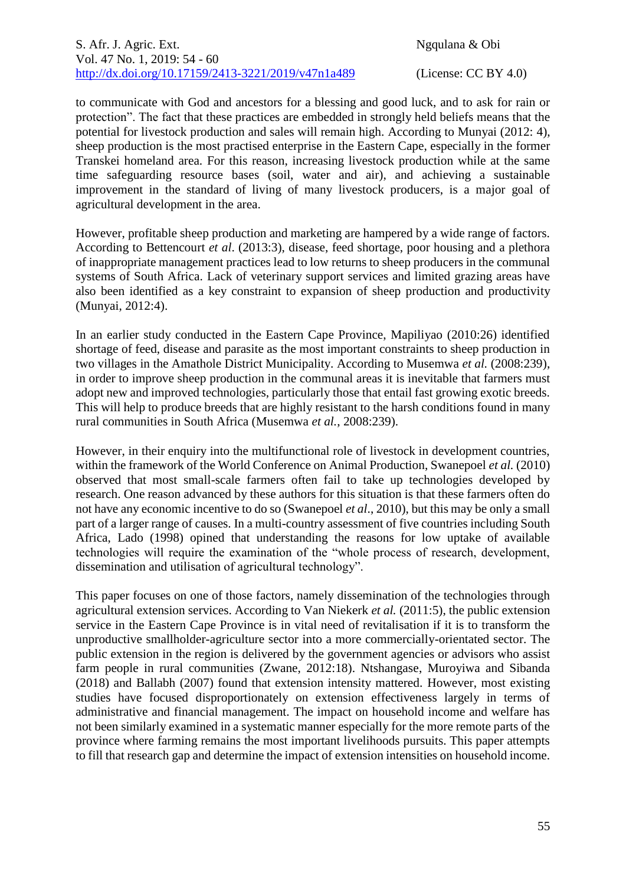to communicate with God and ancestors for a blessing and good luck, and to ask for rain or protection". The fact that these practices are embedded in strongly held beliefs means that the potential for livestock production and sales will remain high. According to Munyai (2012: 4), sheep production is the most practised enterprise in the Eastern Cape, especially in the former Transkei homeland area. For this reason, increasing livestock production while at the same time safeguarding resource bases (soil, water and air), and achieving a sustainable improvement in the standard of living of many livestock producers, is a major goal of agricultural development in the area.

However, profitable sheep production and marketing are hampered by a wide range of factors. According to Bettencourt *et al*. (2013:3), disease, feed shortage, poor housing and a plethora of inappropriate management practices lead to low returns to sheep producers in the communal systems of South Africa. Lack of veterinary support services and limited grazing areas have also been identified as a key constraint to expansion of sheep production and productivity (Munyai, 2012:4).

In an earlier study conducted in the Eastern Cape Province, Mapiliyao (2010:26) identified shortage of feed, disease and parasite as the most important constraints to sheep production in two villages in the Amathole District Municipality. According to Musemwa *et al.* (2008:239), in order to improve sheep production in the communal areas it is inevitable that farmers must adopt new and improved technologies, particularly those that entail fast growing exotic breeds. This will help to produce breeds that are highly resistant to the harsh conditions found in many rural communities in South Africa (Musemwa *et al.*, 2008:239).

However, in their enquiry into the multifunctional role of livestock in development countries, within the framework of the World Conference on Animal Production, Swanepoel *et al.* (2010) observed that most small-scale farmers often fail to take up technologies developed by research. One reason advanced by these authors for this situation is that these farmers often do not have any economic incentive to do so (Swanepoel *et al*., 2010), but this may be only a small part of a larger range of causes. In a multi-country assessment of five countries including South Africa, Lado (1998) opined that understanding the reasons for low uptake of available technologies will require the examination of the "whole process of research, development, dissemination and utilisation of agricultural technology".

This paper focuses on one of those factors, namely dissemination of the technologies through agricultural extension services. According to Van Niekerk *et al.* (2011:5), the public extension service in the Eastern Cape Province is in vital need of revitalisation if it is to transform the unproductive smallholder-agriculture sector into a more commercially-orientated sector. The public extension in the region is delivered by the government agencies or advisors who assist farm people in rural communities (Zwane, 2012:18). Ntshangase, Muroyiwa and Sibanda (2018) and Ballabh (2007) found that extension intensity mattered. However, most existing studies have focused disproportionately on extension effectiveness largely in terms of administrative and financial management. The impact on household income and welfare has not been similarly examined in a systematic manner especially for the more remote parts of the province where farming remains the most important livelihoods pursuits. This paper attempts to fill that research gap and determine the impact of extension intensities on household income.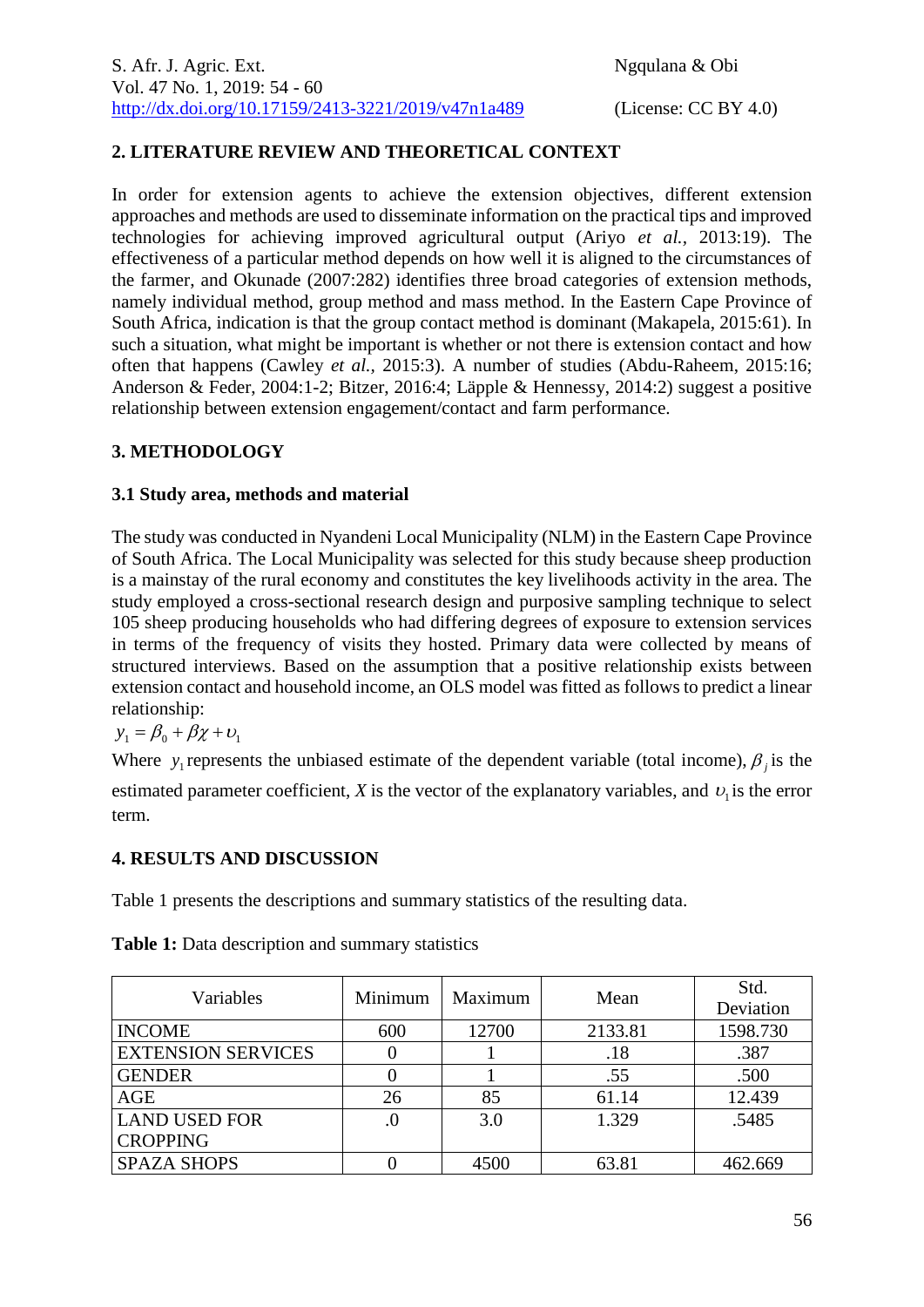## 2. LITERATURE REVIEW AND THEORETICAL CONTEXT

In order for extension agents to achieve the extension objectives, different extension approaches and methods are used to disseminate information on the practical tips and improved technologies for achieving improved agricultural output (Ariyo *et al.*, 2013:19). The effectiveness of a particular method depends on how well it is aligned to the circumstances of the farmer, and Okunade (2007:282) identifies three broad categories of extension methods, namely individual method, group method and mass method. In the Eastern Cape Province of South Africa, indication is that the group contact method is dominant (Makapela, 2015:61). In such a situation, what might be important is whether or not there is extension contact and how often that happens (Cawley *et al.,* 2015:3). A number of studies (Abdu-Raheem, 2015:16; Anderson & Feder, 2004:1-2; Bitzer, 2016:4; Läpple & Hennessy, 2014:2) suggest a positive relationship between extension engagement/contact and farm performance.

## 3. METHODOLOGY

### 3.1 Study area, methods and material

The study was conducted in Nyandeni Local Municipality (NLM) in the Eastern Cape Province of South Africa. The Local Municipality was selected for this study because sheep production is a mainstay of the rural economy and constitutes the key livelihoods activity in the area. The study employed a cross-sectional research design and purposive sampling technique to select 105 sheep producing households who had differing degrees of exposure to extension services in terms of the frequency of visits they hosted. Primary data were collected by means of structured interviews. Based on the assumption that a positive relationship exists between extension contact and household income, an OLS model was fitted as follows to predict a linear relationship:

$$y_1 = \beta_0 + \beta\chi + \upsilon_1$$

Where $y_1$ represents the unbiased estimate of the dependent variable (total income), $\beta_j$ is the estimated parameter coefficient, *X* is the vector of the explanatory variables, and $\upsilon_1$ is the error term.

## 4. RESULTS AND DISCUSSION

Table 1 presents the descriptions and summary statistics of the resulting data.

**Table 1:** Data description and summary statistics

| Variables | Minimum | Maximum | Mean | Std. Deviation |
|---|---|---|---|---|
| INCOME | 600 | 12700 | 2133.81 | 1598.730 |
| EXTENSION SERVICES | 0 | 1 | .18 | .387 |
| GENDER | 0 | 1 | .55 | .500 |
| AGE | 26 | 85 | 61.14 | 12.439 |
| LAND USED FOR CROPPING | .0 | 3.0 | 1.329 | .5485 |
| SPAZA SHOPS | 0 | 4500 | 63.81 | 462.669 |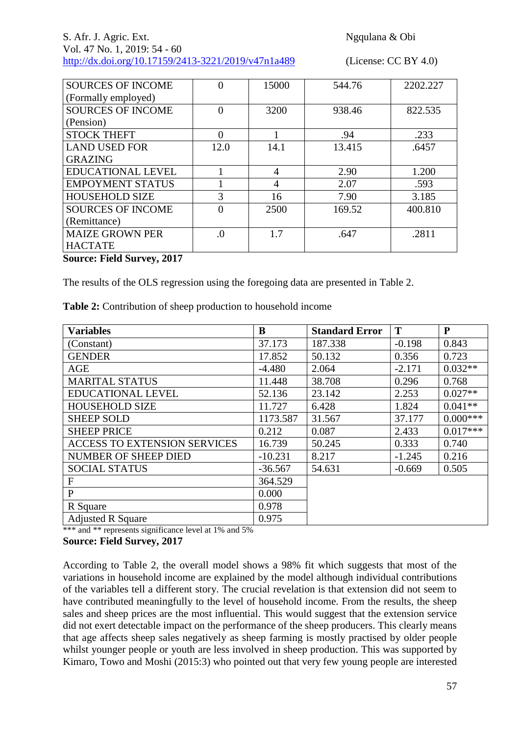| SOURCES OF INCOME (Formally employed) | 0 | 15000 | 544.76 | 2202.227 |
|---|---|---|---|---|
| SOURCES OF INCOME (Pension) | 0 | 3200 | 938.46 | 822.535 |
| STOCK THEFT | 0 | 1 | .94 | .233 |
| LAND USED FOR GRAZING | 12.0 | 14.1 | 13.415 | .6457 |
| EDUCATIONAL LEVEL | 1 | 4 | 2.90 | 1.200 |
| EMPOYMENT STATUS | 1 | 4 | 2.07 | .593 |
| HOUSEHOLD SIZE | 3 | 16 | 7.90 | 3.185 |
| SOURCES OF INCOME (Remittance) | 0 | 2500 | 169.52 | 400.810 |
| MAIZE GROWN PER HACTATE | .0 | 1.7 | .647 | .2811 |

**Source: Field Survey, 2017**

The results of the OLS regression using the foregoing data are presented in Table 2.

**Table 2:** Contribution of sheep production to household income

| Variables | B | Standard Error | T | P |
|---|---|---|---|---|
| (Constant) | 37.173 | 187.338 | -0.198 | 0.843 |
| GENDER | 17.852 | 50.132 | 0.356 | 0.723 |
| AGE | -4.480 | 2.064 | -2.171 | 0.032** |
| MARITAL STATUS | 11.448 | 38.708 | 0.296 | 0.768 |
| EDUCATIONAL LEVEL | 52.136 | 23.142 | 2.253 | 0.027** |
| HOUSEHOLD SIZE | 11.727 | 6.428 | 1.824 | 0.041** |
| SHEEP SOLD | 1173.587 | 31.567 | 37.177 | 0.000*** |
| SHEEP PRICE | 0.212 | 0.087 | 2.433 | 0.017*** |
| ACCESS TO EXTENSION SERVICES | 16.739 | 50.245 | 0.333 | 0.740 |
| NUMBER OF SHEEP DIED | -10.231 | 8.217 | -1.245 | 0.216 |
| SOCIAL STATUS | -36.567 | 54.631 | -0.669 | 0.505 |
| F | 364.529 | | | |
| P | 0.000 | | | |
| R Square | 0.978 | | | |
| Adjusted R Square | 0.975 | | | |

*** and ** represents significance level at 1% and 5%

**Source: Field Survey, 2017**

According to Table 2, the overall model shows a 98% fit which suggests that most of the variations in household income are explained by the model although individual contributions of the variables tell a different story. The crucial revelation is that extension did not seem to have contributed meaningfully to the level of household income. From the results, the sheep sales and sheep prices are the most influential. This would suggest that the extension service did not exert detectable impact on the performance of the sheep producers. This clearly means that age affects sheep sales negatively as sheep farming is mostly practised by older people whilst younger people or youth are less involved in sheep production. This was supported by Kimaro, Towo and Moshi (2015:3) who pointed out that very few young people are interested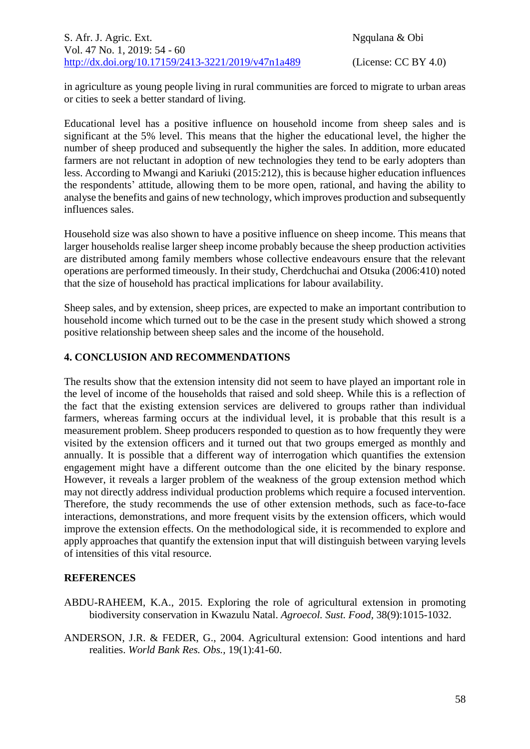in agriculture as young people living in rural communities are forced to migrate to urban areas or cities to seek a better standard of living.

Educational level has a positive influence on household income from sheep sales and is significant at the 5% level. This means that the higher the educational level, the higher the number of sheep produced and subsequently the higher the sales. In addition, more educated farmers are not reluctant in adoption of new technologies they tend to be early adopters than less. According to Mwangi and Kariuki (2015:212), this is because higher education influences the respondents' attitude, allowing them to be more open, rational, and having the ability to analyse the benefits and gains of new technology, which improves production and subsequently influences sales.

Household size was also shown to have a positive influence on sheep income. This means that larger households realise larger sheep income probably because the sheep production activities are distributed among family members whose collective endeavours ensure that the relevant operations are performed timeously. In their study, Cherdchuchai and Otsuka (2006:410) noted that the size of household has practical implications for labour availability.

Sheep sales, and by extension, sheep prices, are expected to make an important contribution to household income which turned out to be the case in the present study which showed a strong positive relationship between sheep sales and the income of the household.

## 4. CONCLUSION AND RECOMMENDATIONS

The results show that the extension intensity did not seem to have played an important role in the level of income of the households that raised and sold sheep. While this is a reflection of the fact that the existing extension services are delivered to groups rather than individual farmers, whereas farming occurs at the individual level, it is probable that this result is a measurement problem. Sheep producers responded to question as to how frequently they were visited by the extension officers and it turned out that two groups emerged as monthly and annually. It is possible that a different way of interrogation which quantifies the extension engagement might have a different outcome than the one elicited by the binary response. However, it reveals a larger problem of the weakness of the group extension method which may not directly address individual production problems which require a focused intervention. Therefore, the study recommends the use of other extension methods, such as face-to-face interactions, demonstrations, and more frequent visits by the extension officers, which would improve the extension effects. On the methodological side, it is recommended to explore and apply approaches that quantify the extension input that will distinguish between varying levels of intensities of this vital resource.

## REFERENCES

ABDU-RAHEEM, K.A., 2015. Exploring the role of agricultural extension in promoting biodiversity conservation in Kwazulu Natal. *Agroecol. Sust. Food*, 38(9):1015-1032.

ANDERSON, J.R. & FEDER, G., 2004. Agricultural extension: Good intentions and hard realities. *World Bank Res. Obs.*, 19(1):41-60.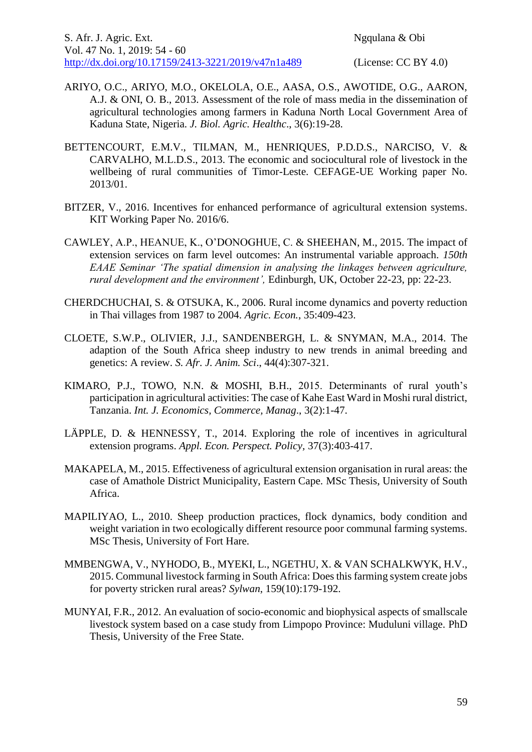ARIYO, O.C., ARIYO, M.O., OKELOLA, O.E., AASA, O.S., AWOTIDE, O.G., AARON, A.J. & ONI, O. B., 2013. Assessment of the role of mass media in the dissemination of agricultural technologies among farmers in Kaduna North Local Government Area of Kaduna State, Nigeria. *J. Biol. Agric. Healthc*., 3(6):19-28.

BETTENCOURT, E.M.V., TILMAN, M., HENRIQUES, P.D.D.S., NARCISO, V. & CARVALHO, M.L.D.S., 2013. The economic and sociocultural role of livestock in the wellbeing of rural communities of Timor-Leste. CEFAGE-UE Working paper No. 2013/01.

BITZER, V., 2016. Incentives for enhanced performance of agricultural extension systems. KIT Working Paper No. 2016/6.

CAWLEY, A.P., HEANUE, K., O'DONOGHUE, C. & SHEEHAN, M., 2015. The impact of extension services on farm level outcomes: An instrumental variable approach. *150th EAAE Seminar 'The spatial dimension in analysing the linkages between agriculture, rural development and the environment',* Edinburgh, UK, October 22-23, pp: 22-23.

CHERDCHUCHAI, S. & OTSUKA, K., 2006. Rural income dynamics and poverty reduction in Thai villages from 1987 to 2004. *Agric. Econ.*, 35:409-423.

CLOETE, S.W.P., OLIVIER, J.J., SANDENBERGH, L. & SNYMAN, M.A., 2014. The adaption of the South Africa sheep industry to new trends in animal breeding and genetics: A review. *S. Afr. J. Anim. Sci*., 44(4):307-321.

KIMARO, P.J., TOWO, N.N. & MOSHI, B.H., 2015. Determinants of rural youth's participation in agricultural activities: The case of Kahe East Ward in Moshi rural district, Tanzania. *Int. J. Economics, Commerce, Manag*., 3(2):1-47.

LÄPPLE, D. & HENNESSY, T., 2014. Exploring the role of incentives in agricultural extension programs. *Appl. Econ. Perspect. Policy*, 37(3):403-417.

MAKAPELA, M., 2015. Effectiveness of agricultural extension organisation in rural areas: the case of Amathole District Municipality, Eastern Cape. MSc Thesis, University of South Africa.

MAPILIYAO, L., 2010. Sheep production practices, flock dynamics, body condition and weight variation in two ecologically different resource poor communal farming systems. MSc Thesis, University of Fort Hare.

MMBENGWA, V., NYHODO, B., MYEKI, L., NGETHU, X. & VAN SCHALKWYK, H.V., 2015. Communal livestock farming in South Africa: Does this farming system create jobs for poverty stricken rural areas? *Sylwan*, 159(10):179-192.

MUNYAI, F.R., 2012. An evaluation of socio-economic and biophysical aspects of smallscale livestock system based on a case study from Limpopo Province: Muduluni village. PhD Thesis, University of the Free State.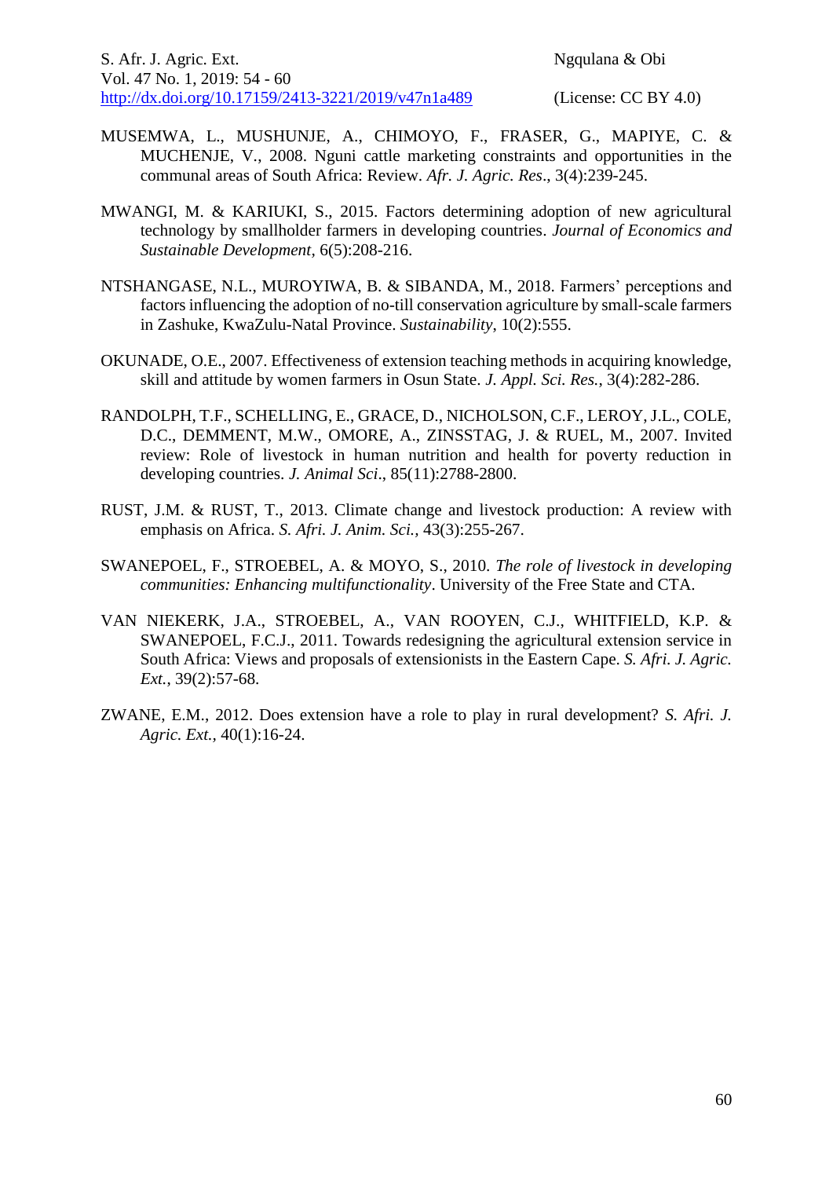MUSEMWA, L., MUSHUNJE, A., CHIMOYO, F., FRASER, G., MAPIYE, C. & MUCHENJE, V., 2008. Nguni cattle marketing constraints and opportunities in the communal areas of South Africa: Review. *Afr. J. Agric. Res*., 3(4):239-245.

MWANGI, M. & KARIUKI, S., 2015. Factors determining adoption of new agricultural technology by smallholder farmers in developing countries. *Journal of Economics and Sustainable Development,* 6(5):208-216.

NTSHANGASE, N.L., MUROYIWA, B. & SIBANDA, M., 2018. Farmers' perceptions and factors influencing the adoption of no-till conservation agriculture by small-scale farmers in Zashuke, KwaZulu-Natal Province. *Sustainability,* 10(2):555.

OKUNADE, O.E., 2007. Effectiveness of extension teaching methods in acquiring knowledge, skill and attitude by women farmers in Osun State. *J. Appl. Sci. Res.,* 3(4):282-286.

RANDOLPH, T.F., SCHELLING, E., GRACE, D., NICHOLSON, C.F., LEROY, J.L., COLE, D.C., DEMMENT, M.W., OMORE, A., ZINSSTAG, J. & RUEL, M., 2007. Invited review: Role of livestock in human nutrition and health for poverty reduction in developing countries. *J. Animal Sci*., 85(11):2788-2800.

RUST, J.M. & RUST, T., 2013. Climate change and livestock production: A review with emphasis on Africa. *S. Afri. J. Anim. Sci.,* 43(3):255-267.

SWANEPOEL, F., STROEBEL, A. & MOYO, S., 2010. *The role of livestock in developing communities: Enhancing multifunctionality*. University of the Free State and CTA.

VAN NIEKERK, J.A., STROEBEL, A., VAN ROOYEN, C.J., WHITFIELD, K.P. & SWANEPOEL, F.C.J., 2011. Towards redesigning the agricultural extension service in South Africa: Views and proposals of extensionists in the Eastern Cape. *S. Afri. J. Agric. Ext.,* 39(2):57-68.

ZWANE, E.M., 2012. Does extension have a role to play in rural development? *S. Afri. J. Agric. Ext.,* 40(1):16-24.